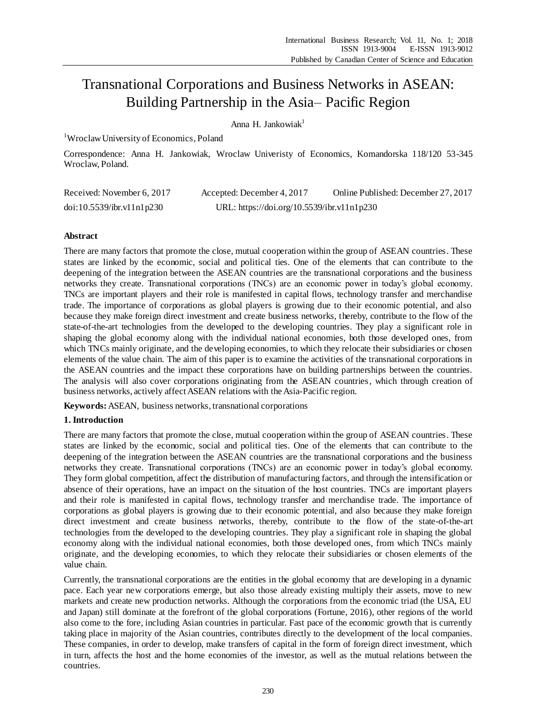# Transnational Corporations and Business Networks in ASEAN: Building Partnership in the Asia– Pacific Region

Anna H. Jankowiak[1]

[1]Wroclaw University of Economics, Poland

Correspondence: Anna H. Jankowiak, Wroclaw Univeristy of Economics, Komandorska 118/120 53-345 Wroclaw, Poland.

Received: November 6, 2017 Accepted: December 4, 2017 Online Published: December 27, 2017

doi:10.5539/ibr.v11n1p230 URL: https://doi.org/10.5539/ibr.v11n1p230

## Abstract

There are many factors that promote the close, mutual cooperation within the group of ASEAN countries. These states are linked by the economic, social and political ties. One of the elements that can contribute to the deepening of the integration between the ASEAN countries are the transnational corporations and the business networks they create. Transnational corporations (TNCs) are an economic power in today's global economy. TNCs are important players and their role is manifested in capital flows, technology transfer and merchandise trade. The importance of corporations as global players is growing due to their economic potential, and also because they make foreign direct investment and create business networks, thereby, contribute to the flow of the state-of-the-art technologies from the developed to the developing countries. They play a significant role in shaping the global economy along with the individual national economies, both those developed ones, from which TNCs mainly originate, and the developing economies, to which they relocate their subsidiaries or chosen elements of the value chain. The aim of this paper is to examine the activities of the transnational corporations in the ASEAN countries and the impact these corporations have on building partnerships between the countries. The analysis will also cover corporations originating from the ASEAN countries, which through creation of business networks, actively affect ASEAN relations with the Asia-Pacific region.

**Keywords:** ASEAN, business networks, transnational corporations

## 1. Introduction

There are many factors that promote the close, mutual cooperation within the group of ASEAN countries. These states are linked by the economic, social and political ties. One of the elements that can contribute to the deepening of the integration between the ASEAN countries are the transnational corporations and the business networks they create. Transnational corporations (TNCs) are an economic power in today's global economy. They form global competition, affect the distribution of manufacturing factors, and through the intensification or absence of their operations, have an impact on the situation of the host countries. TNCs are important players and their role is manifested in capital flows, technology transfer and merchandise trade. The importance of corporations as global players is growing due to their economic potential, and also because they make foreign direct investment and create business networks, thereby, contribute to the flow of the state-of-the-art technologies from the developed to the developing countries. They play a significant role in shaping the global economy along with the individual national economies, both those developed ones, from which TNCs mainly originate, and the developing economies, to which they relocate their subsidiaries or chosen elements of the value chain.

Currently, the transnational corporations are the entities in the global economy that are developing in a dynamic pace. Each year new corporations emerge, but also those already existing multiply their assets, move to new markets and create new production networks. Although the corporations from the economic triad (the USA, EU and Japan) still dominate at the forefront of the global corporations (Fortune, 2016), other regions of the world also come to the fore, including Asian countries in particular. Fast pace of the economic growth that is currently taking place in majority of the Asian countries, contributes directly to the development of the local companies. These companies, in order to develop, make transfers of capital in the form of foreign direct investment, which in turn, affects the host and the home economies of the investor, as well as the mutual relations between the countries.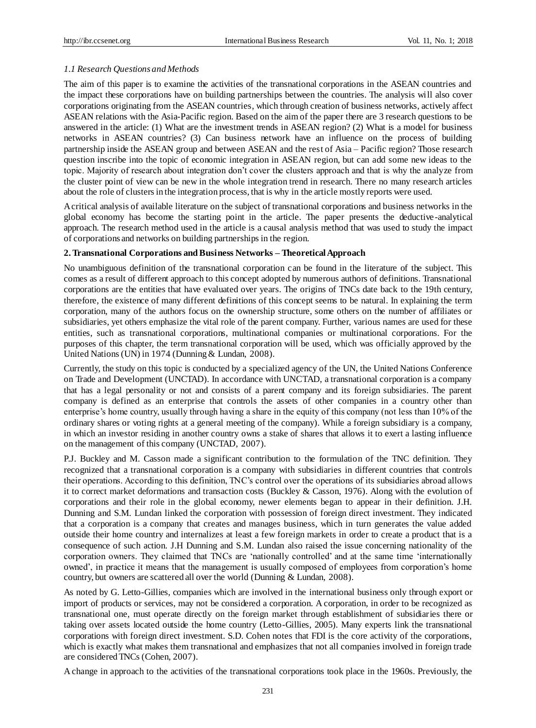### *1.1 Research Questions and Methods*

The aim of this paper is to examine the activities of the transnational corporations in the ASEAN countries and the impact these corporations have on building partnerships between the countries. The analysis will also cover corporations originating from the ASEAN countries, which through creation of business networks, actively affect ASEAN relations with the Asia-Pacific region. Based on the aim of the paper there are 3 research questions to be answered in the article: (1) What are the investment trends in ASEAN region? (2) What is a model for business networks in ASEAN countries? (3) Can business network have an influence on the process of building partnership inside the ASEAN group and between ASEAN and the rest of Asia – Pacific region? Those research question inscribe into the topic of economic integration in ASEAN region, but can add some new ideas to the topic. Majority of research about integration don't cover the clusters approach and that is why the analyze from the cluster point of view can be new in the whole integration trend in research. There no many research articles about the role of clusters in the integration process, that is why in the article mostly reports were used.

A critical analysis of available literature on the subject of transnational corporations and business networks in the global economy has become the starting point in the article. The paper presents the deductive-analytical approach. The research method used in the article is a causal analysis method that was used to study the impact of corporations and networks on building partnerships in the region.

## 2. Transnational Corporations and Business Networks – Theoretical Approach

No unambiguous definition of the transnational corporation can be found in the literature of the subject. This comes as a result of different approach to this concept adopted by numerous authors of definitions. Transnational corporations are the entities that have evaluated over years. The origins of TNCs date back to the 19th century, therefore, the existence of many different definitions of this concept seems to be natural. In explaining the term corporation, many of the authors focus on the ownership structure, some others on the number of affiliates or subsidiaries, yet others emphasize the vital role of the parent company. Further, various names are used for these entities, such as transnational corporations, multinational companies or multinational corporations. For the purposes of this chapter, the term transnational corporation will be used, which was officially approved by the United Nations (UN) in 1974 (Dunning & Lundan, 2008).

Currently, the study on this topic is conducted by a specialized agency of the UN, the United Nations Conference on Trade and Development (UNCTAD). In accordance with UNCTAD, a transnational corporation is a company that has a legal personality or not and consists of a parent company and its foreign subsidiaries. The parent company is defined as an enterprise that controls the assets of other companies in a country other than enterprise's home country, usually through having a share in the equity of this company (not less than 10% of the ordinary shares or voting rights at a general meeting of the company). While a foreign subsidiary is a company, in which an investor residing in another country owns a stake of shares that allows it to exert a lasting influence on the management of this company (UNCTAD, 2007).

P.J. Buckley and M. Casson made a significant contribution to the formulation of the TNC definition. They recognized that a transnational corporation is a company with subsidiaries in different countries that controls their operations. According to this definition, TNC's control over the operations of its subsidiaries abroad allows it to correct market deformations and transaction costs (Buckley & Casson, 1976). Along with the evolution of corporations and their role in the global economy, newer elements began to appear in their definition. J.H. Dunning and S.M. Lundan linked the corporation with possession of foreign direct investment. They indicated that a corporation is a company that creates and manages business, which in turn generates the value added outside their home country and internalizes at least a few foreign markets in order to create a product that is a consequence of such action. J.H Dunning and S.M. Lundan also raised the issue concerning nationality of the corporation owners. They claimed that TNCs are 'nationally controlled' and at the same time 'internationally owned', in practice it means that the management is usually composed of employees from corporation's home country, but owners are scattered all over the world (Dunning & Lundan, 2008).

As noted by G. Letto-Gillies, companies which are involved in the international business only through export or import of products or services, may not be considered a corporation. A corporation, in order to be recognized as transnational one, must operate directly on the foreign market through establishment of subsidiaries there or taking over assets located outside the home country (Letto-Gillies, 2005). Many experts link the transnational corporations with foreign direct investment. S.D. Cohen notes that FDI is the core activity of the corporations, which is exactly what makes them transnational and emphasizes that not all companies involved in foreign trade are considered TNCs (Cohen, 2007).

A change in approach to the activities of the transnational corporations took place in the 1960s. Previously, the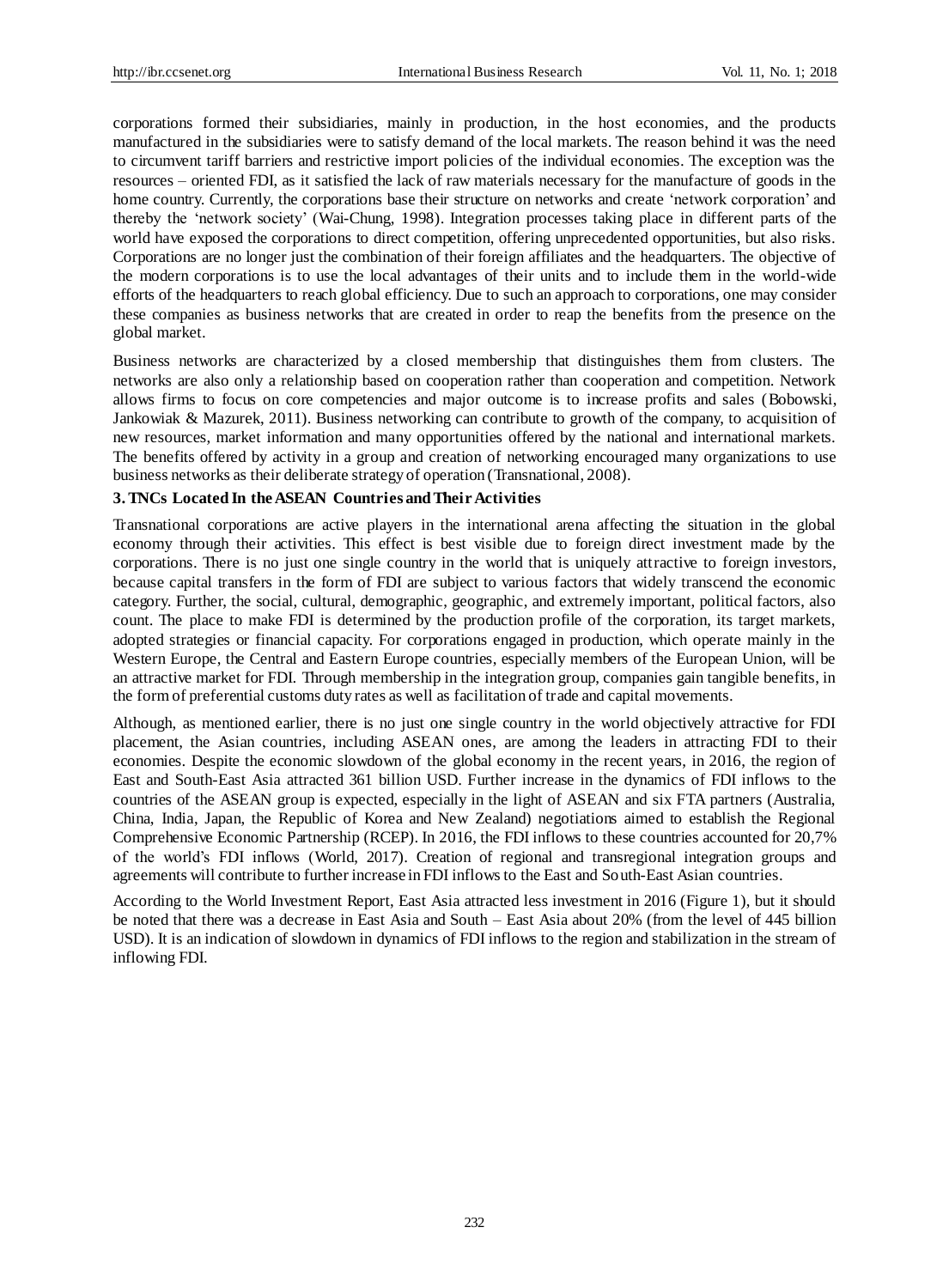corporations formed their subsidiaries, mainly in production, in the host economies, and the products manufactured in the subsidiaries were to satisfy demand of the local markets. The reason behind it was the need to circumvent tariff barriers and restrictive import policies of the individual economies. The exception was the resources – oriented FDI, as it satisfied the lack of raw materials necessary for the manufacture of goods in the home country. Currently, the corporations base their structure on networks and create 'network corporation' and thereby the 'network society' (Wai-Chung, 1998). Integration processes taking place in different parts of the world have exposed the corporations to direct competition, offering unprecedented opportunities, but also risks. Corporations are no longer just the combination of their foreign affiliates and the headquarters. The objective of the modern corporations is to use the local advantages of their units and to include them in the world-wide efforts of the headquarters to reach global efficiency. Due to such an approach to corporations, one may consider these companies as business networks that are created in order to reap the benefits from the presence on the global market.

Business networks are characterized by a closed membership that distinguishes them from clusters. The networks are also only a relationship based on cooperation rather than cooperation and competition. Network allows firms to focus on core competencies and major outcome is to increase profits and sales (Bobowski, Jankowiak & Mazurek, 2011). Business networking can contribute to growth of the company, to acquisition of new resources, market information and many opportunities offered by the national and international markets. The benefits offered by activity in a group and creation of networking encouraged many organizations to use business networks as their deliberate strategy of operation (Transnational, 2008).

## 3. TNCs Located In the ASEAN Countries and Their Activities

Transnational corporations are active players in the international arena affecting the situation in the global economy through their activities. This effect is best visible due to foreign direct investment made by the corporations. There is no just one single country in the world that is uniquely attractive to foreign investors, because capital transfers in the form of FDI are subject to various factors that widely transcend the economic category. Further, the social, cultural, demographic, geographic, and extremely important, political factors, also count. The place to make FDI is determined by the production profile of the corporation, its target markets, adopted strategies or financial capacity. For corporations engaged in production, which operate mainly in the Western Europe, the Central and Eastern Europe countries, especially members of the European Union, will be an attractive market for FDI. Through membership in the integration group, companies gain tangible benefits, in the form of preferential customs duty rates as well as facilitation of trade and capital movements.

Although, as mentioned earlier, there is no just one single country in the world objectively attractive for FDI placement, the Asian countries, including ASEAN ones, are among the leaders in attracting FDI to their economies. Despite the economic slowdown of the global economy in the recent years, in 2016, the region of East and South-East Asia attracted 361 billion USD. Further increase in the dynamics of FDI inflows to the countries of the ASEAN group is expected, especially in the light of ASEAN and six FTA partners (Australia, China, India, Japan, the Republic of Korea and New Zealand) negotiations aimed to establish the Regional Comprehensive Economic Partnership (RCEP). In 2016, the FDI inflows to these countries accounted for 20,7% of the world's FDI inflows (World, 2017). Creation of regional and transregional integration groups and agreements will contribute to further increase in FDI inflows to the East and South-East Asian countries.

According to the World Investment Report, East Asia attracted less investment in 2016 (Figure 1), but it should be noted that there was a decrease in East Asia and South – East Asia about 20% (from the level of 445 billion USD). It is an indication of slowdown in dynamics of FDI inflows to the region and stabilization in the stream of inflowing FDI.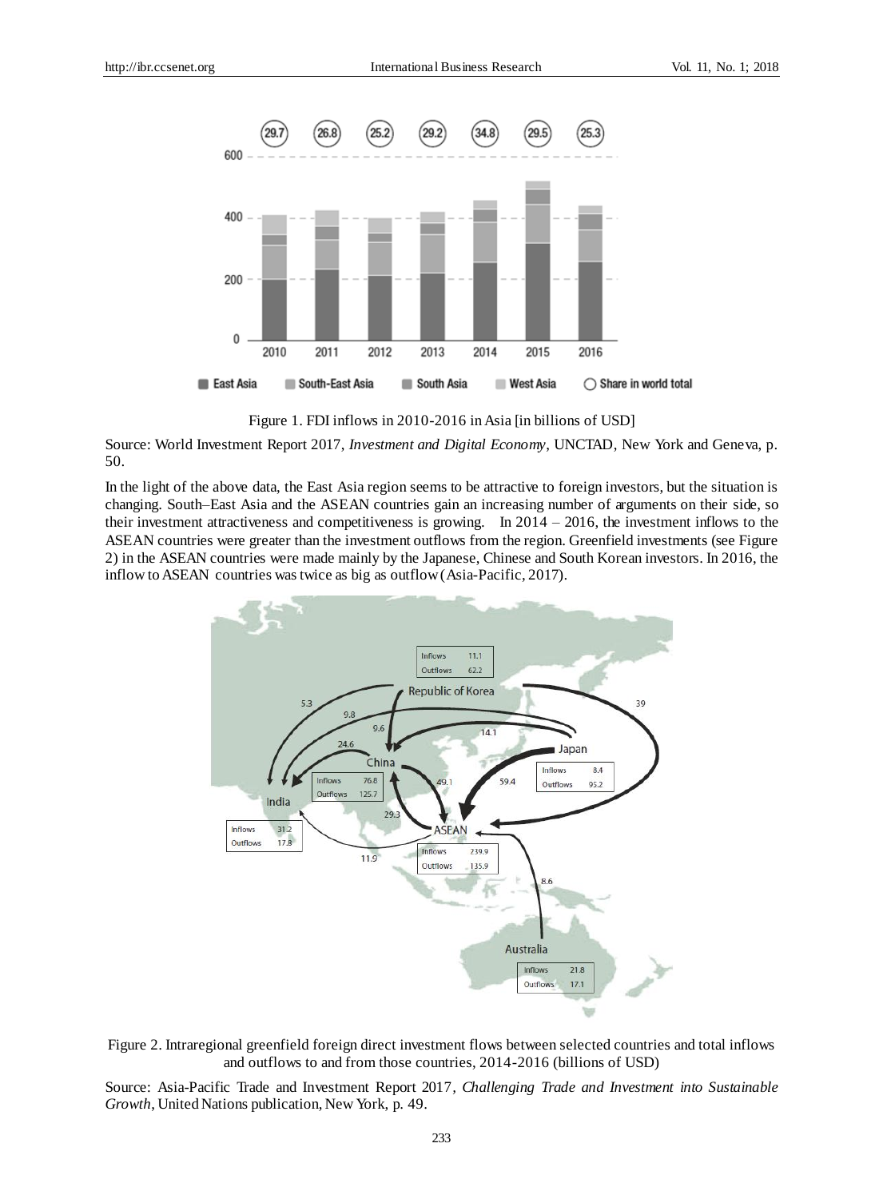Figure 1. FDI inflows in 2010-2016 in Asia [in billions of USD]

Source: World Investment Report 2017, *Investment and Digital Economy*, UNCTAD, New York and Geneva, p. 50.

In the light of the above data, the East Asia region seems to be attractive to foreign investors, but the situation is changing. South–East Asia and the ASEAN countries gain an increasing number of arguments on their side, so their investment attractiveness and competitiveness is growing. In 2014 – 2016, the investment inflows to the ASEAN countries were greater than the investment outflows from the region. Greenfield investments (see Figure 2) in the ASEAN countries were made mainly by the Japanese, Chinese and South Korean investors. In 2016, the inflow to ASEAN countries was twice as big as outflow (Asia-Pacific, 2017).

Figure 2. Intraregional greenfield foreign direct investment flows between selected countries and total inflows and outflows to and from those countries, 2014-2016 (billions of USD)

Source: Asia-Pacific Trade and Investment Report 2017, *Challenging Trade and Investment into Sustainable Growth*, United Nations publication, New York, p. 49.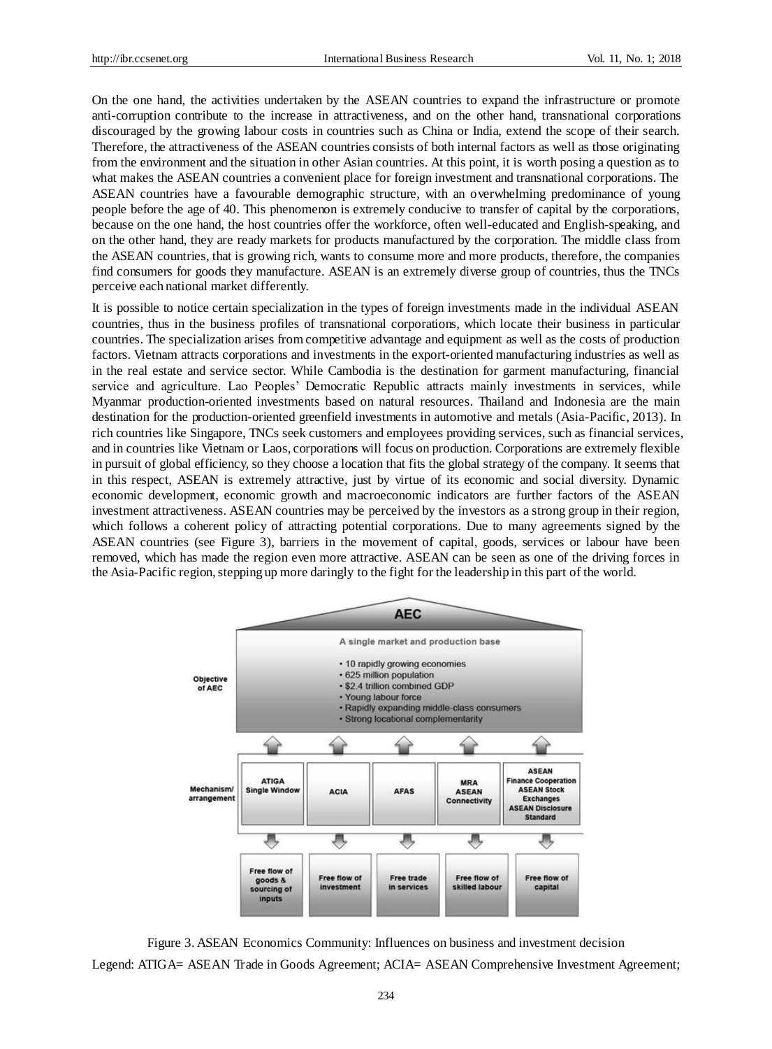On the one hand, the activities undertaken by the ASEAN countries to expand the infrastructure or promote anti-corruption contribute to the increase in attractiveness, and on the other hand, transnational corporations discouraged by the growing labour costs in countries such as China or India, extend the scope of their search. Therefore, the attractiveness of the ASEAN countries consists of both internal factors as well as those originating from the environment and the situation in other Asian countries. At this point, it is worth posing a question as to what makes the ASEAN countries a convenient place for foreign investment and transnational corporations. The ASEAN countries have a favourable demographic structure, with an overwhelming predominance of young people before the age of 40. This phenomenon is extremely conducive to transfer of capital by the corporations, because on the one hand, the host countries offer the workforce, often well-educated and English-speaking, and on the other hand, they are ready markets for products manufactured by the corporation. The middle class from the ASEAN countries, that is growing rich, wants to consume more and more products, therefore, the companies find consumers for goods they manufacture. ASEAN is an extremely diverse group of countries, thus the TNCs perceive each national market differently.

It is possible to notice certain specialization in the types of foreign investments made in the individual ASEAN countries, thus in the business profiles of transnational corporations, which locate their business in particular countries. The specialization arises from competitive advantage and equipment as well as the costs of production factors. Vietnam attracts corporations and investments in the export-oriented manufacturing industries as well as in the real estate and service sector. While Cambodia is the destination for garment manufacturing, financial service and agriculture. Lao Peoples' Democratic Republic attracts mainly investments in services, while Myanmar production-oriented investments based on natural resources. Thailand and Indonesia are the main destination for the production-oriented greenfield investments in automotive and metals (Asia-Pacific, 2013). In rich countries like Singapore, TNCs seek customers and employees providing services, such as financial services, and in countries like Vietnam or Laos, corporations will focus on production. Corporations are extremely flexible in pursuit of global efficiency, so they choose a location that fits the global strategy of the company. It seems that in this respect, ASEAN is extremely attractive, just by virtue of its economic and social diversity. Dynamic economic development, economic growth and macroeconomic indicators are further factors of the ASEAN investment attractiveness. ASEAN countries may be perceived by the investors as a strong group in their region, which follows a coherent policy of attracting potential corporations. Due to many agreements signed by the ASEAN countries (see Figure 3), barriers in the movement of capital, goods, services or labour have been removed, which has made the region even more attractive. ASEAN can be seen as one of the driving forces in the Asia-Pacific region, stepping up more daringly to the fight for the leadership in this part of the world.

**AEC**

**Objective of AEC:** A single market and production base

- 10 rapidly growing economies
- 625 million population
- $2.4 trillion combined GDP
- Young labour force
- Rapidly expanding middle-class consumers
- Strong locational complementarity

| Mechanism/ arrangement | ATIGA Single Window | ACIA | AFAS | MRA ASEAN Connectivity | ASEAN Finance Cooperation ASEAN Stock Exchanges ASEAN Disclosure Standard |
|---|---|---|---|---|---|
| | Free flow of goods & sourcing of inputs | Free flow of investment | Free trade in services | Free flow of skilled labour | Free flow of capital |

Figure 3. ASEAN Economics Community: Influences on business and investment decision

Legend: ATIGA= ASEAN Trade in Goods Agreement; ACIA= ASEAN Comprehensive Investment Agreement;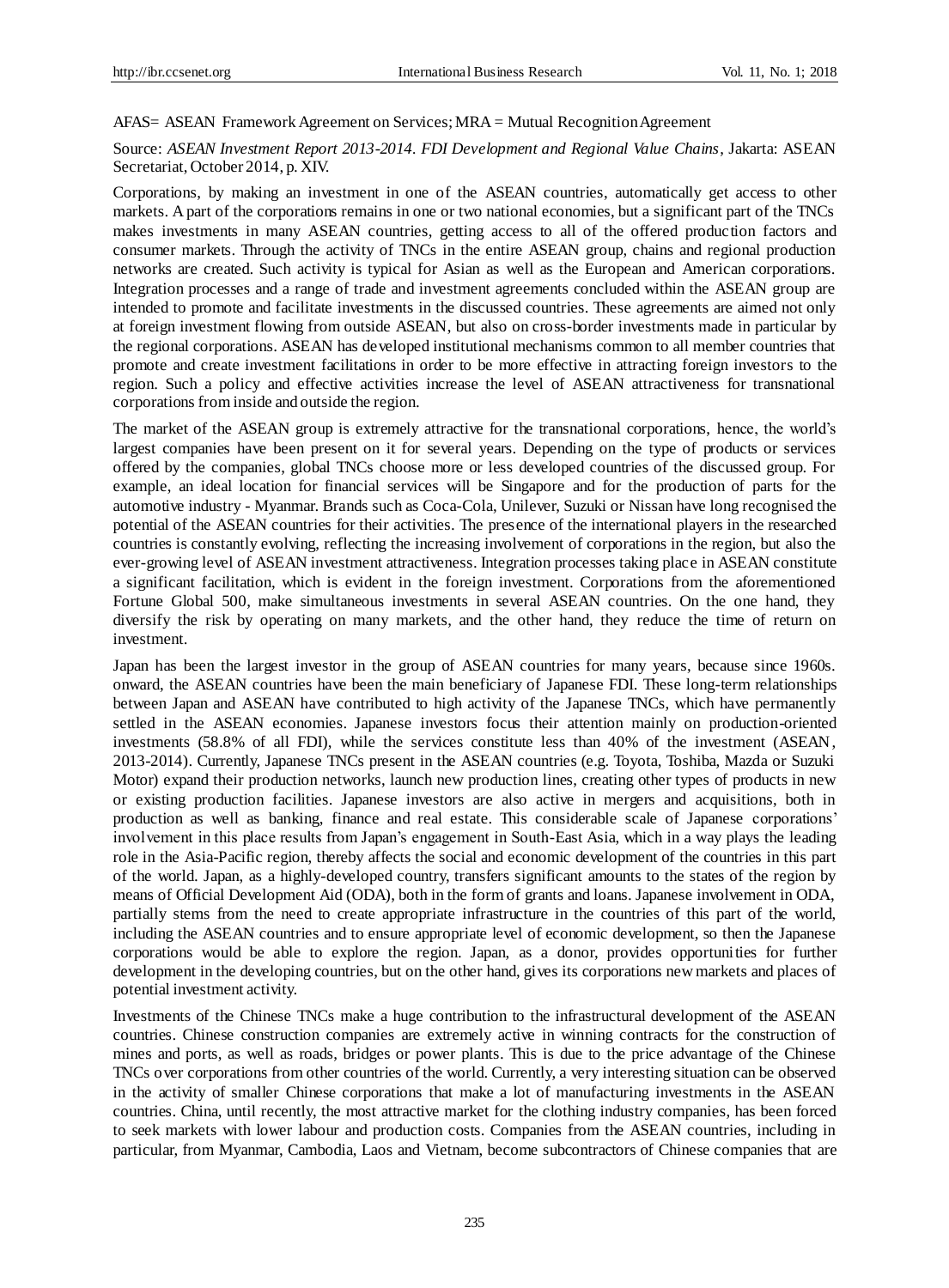AFAS= ASEAN Framework Agreement on Services; MRA = Mutual Recognition Agreement

Source: *ASEAN Investment Report 2013-2014. FDI Development and Regional Value Chains*, Jakarta: ASEAN Secretariat, October 2014, p. XIV.

Corporations, by making an investment in one of the ASEAN countries, automatically get access to other markets. A part of the corporations remains in one or two national economies, but a significant part of the TNCs makes investments in many ASEAN countries, getting access to all of the offered production factors and consumer markets. Through the activity of TNCs in the entire ASEAN group, chains and regional production networks are created. Such activity is typical for Asian as well as the European and American corporations. Integration processes and a range of trade and investment agreements concluded within the ASEAN group are intended to promote and facilitate investments in the discussed countries. These agreements are aimed not only at foreign investment flowing from outside ASEAN, but also on cross-border investments made in particular by the regional corporations. ASEAN has developed institutional mechanisms common to all member countries that promote and create investment facilitations in order to be more effective in attracting foreign investors to the region. Such a policy and effective activities increase the level of ASEAN attractiveness for transnational corporations from inside and outside the region.

The market of the ASEAN group is extremely attractive for the transnational corporations, hence, the world's largest companies have been present on it for several years. Depending on the type of products or services offered by the companies, global TNCs choose more or less developed countries of the discussed group. For example, an ideal location for financial services will be Singapore and for the production of parts for the automotive industry - Myanmar. Brands such as Coca-Cola, Unilever, Suzuki or Nissan have long recognised the potential of the ASEAN countries for their activities. The presence of the international players in the researched countries is constantly evolving, reflecting the increasing involvement of corporations in the region, but also the ever-growing level of ASEAN investment attractiveness. Integration processes taking place in ASEAN constitute a significant facilitation, which is evident in the foreign investment. Corporations from the aforementioned Fortune Global 500, make simultaneous investments in several ASEAN countries. On the one hand, they diversify the risk by operating on many markets, and the other hand, they reduce the time of return on investment.

Japan has been the largest investor in the group of ASEAN countries for many years, because since 1960s. onward, the ASEAN countries have been the main beneficiary of Japanese FDI. These long-term relationships between Japan and ASEAN have contributed to high activity of the Japanese TNCs, which have permanently settled in the ASEAN economies. Japanese investors focus their attention mainly on production-oriented investments (58.8% of all FDI), while the services constitute less than 40% of the investment (ASEAN, 2013-2014). Currently, Japanese TNCs present in the ASEAN countries (e.g. Toyota, Toshiba, Mazda or Suzuki Motor) expand their production networks, launch new production lines, creating other types of products in new or existing production facilities. Japanese investors are also active in mergers and acquisitions, both in production as well as banking, finance and real estate. This considerable scale of Japanese corporations' involvement in this place results from Japan's engagement in South-East Asia, which in a way plays the leading role in the Asia-Pacific region, thereby affects the social and economic development of the countries in this part of the world. Japan, as a highly-developed country, transfers significant amounts to the states of the region by means of Official Development Aid (ODA), both in the form of grants and loans. Japanese involvement in ODA, partially stems from the need to create appropriate infrastructure in the countries of this part of the world, including the ASEAN countries and to ensure appropriate level of economic development, so then the Japanese corporations would be able to explore the region. Japan, as a donor, provides opportunities for further development in the developing countries, but on the other hand, gives its corporations new markets and places of potential investment activity.

Investments of the Chinese TNCs make a huge contribution to the infrastructural development of the ASEAN countries. Chinese construction companies are extremely active in winning contracts for the construction of mines and ports, as well as roads, bridges or power plants. This is due to the price advantage of the Chinese TNCs over corporations from other countries of the world. Currently, a very interesting situation can be observed in the activity of smaller Chinese corporations that make a lot of manufacturing investments in the ASEAN countries. China, until recently, the most attractive market for the clothing industry companies, has been forced to seek markets with lower labour and production costs. Companies from the ASEAN countries, including in particular, from Myanmar, Cambodia, Laos and Vietnam, become subcontractors of Chinese companies that are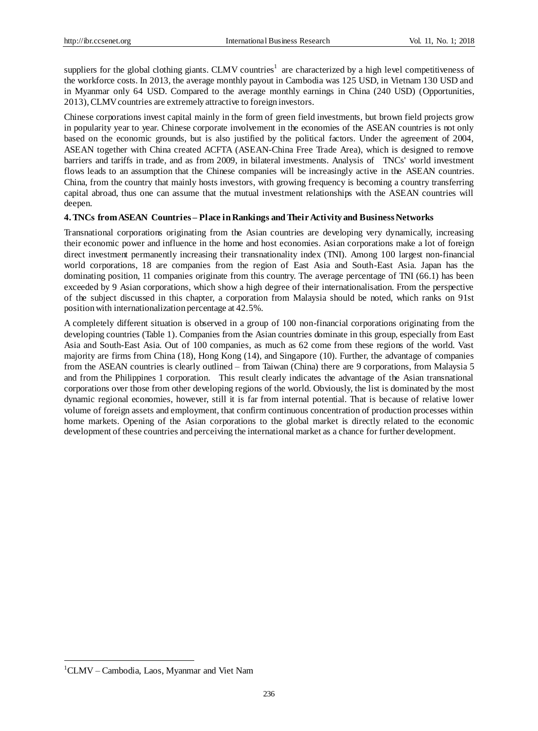suppliers for the global clothing giants. CLMV countries[1] are characterized by a high level competitiveness of the workforce costs. In 2013, the average monthly payout in Cambodia was 125 USD, in Vietnam 130 USD and in Myanmar only 64 USD. Compared to the average monthly earnings in China (240 USD) (Opportunities, 2013), CLMV countries are extremely attractive to foreign investors.

Chinese corporations invest capital mainly in the form of green field investments, but brown field projects grow in popularity year to year. Chinese corporate involvement in the economies of the ASEAN countries is not only based on the economic grounds, but is also justified by the political factors. Under the agreement of 2004, ASEAN together with China created ACFTA (ASEAN-China Free Trade Area), which is designed to remove barriers and tariffs in trade, and as from 2009, in bilateral investments. Analysis of TNCs' world investment flows leads to an assumption that the Chinese companies will be increasingly active in the ASEAN countries. China, from the country that mainly hosts investors, with growing frequency is becoming a country transferring capital abroad, thus one can assume that the mutual investment relationships with the ASEAN countries will deepen.

## 4. TNCs from ASEAN Countries – Place in Rankings and Their Activity and Business Networks

Transnational corporations originating from the Asian countries are developing very dynamically, increasing their economic power and influence in the home and host economies. Asian corporations make a lot of foreign direct investment permanently increasing their transnationality index (TNI). Among 100 largest non-financial world corporations, 18 are companies from the region of East Asia and South-East Asia. Japan has the dominating position, 11 companies originate from this country. The average percentage of TNI (66.1) has been exceeded by 9 Asian corporations, which show a high degree of their internationalisation. From the perspective of the subject discussed in this chapter, a corporation from Malaysia should be noted, which ranks on 91st position with internationalization percentage at 42.5%.

A completely different situation is observed in a group of 100 non-financial corporations originating from the developing countries (Table 1). Companies from the Asian countries dominate in this group, especially from East Asia and South-East Asia. Out of 100 companies, as much as 62 come from these regions of the world. Vast majority are firms from China (18), Hong Kong (14), and Singapore (10). Further, the advantage of companies from the ASEAN countries is clearly outlined – from Taiwan (China) there are 9 corporations, from Malaysia 5 and from the Philippines 1 corporation. This result clearly indicates the advantage of the Asian transnational corporations over those from other developing regions of the world. Obviously, the list is dominated by the most dynamic regional economies, however, still it is far from internal potential. That is because of relative lower volume of foreign assets and employment, that confirm continuous concentration of production processes within home markets. Opening of the Asian corporations to the global market is directly related to the economic development of these countries and perceiving the international market as a chance for further development.

[1]CLMV – Cambodia, Laos, Myanmar and Viet Nam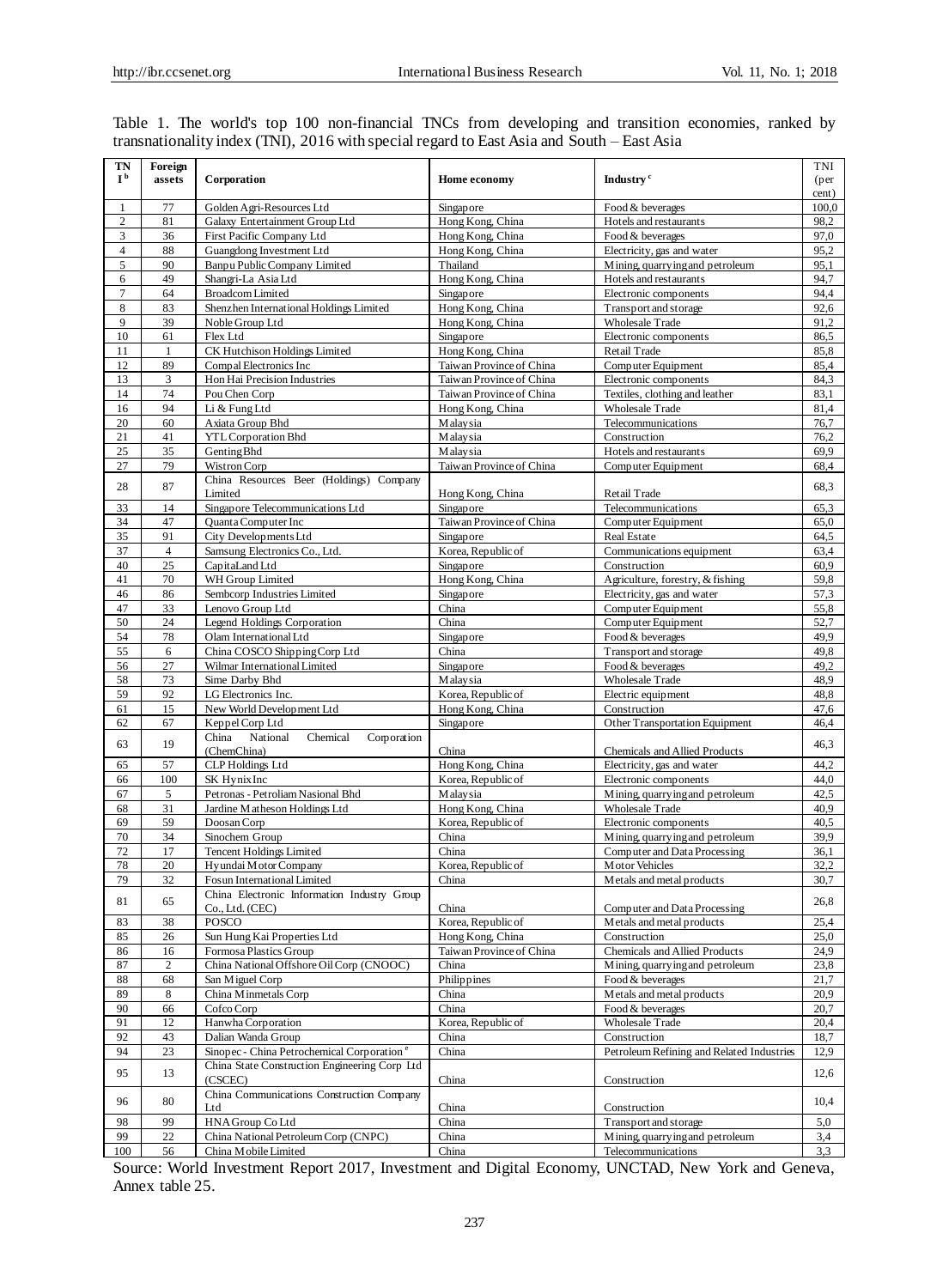Table 1. The world's top 100 non-financial TNCs from developing and transition economies, ranked by transnationality index (TNI), 2016 with special regard to East Asia and South – East Asia

| TNI[b] | Foreign assets | Corporation | Home economy | Industry[c] | TNI (per cent) |
|---|---|---|---|---|---|
| 1 | 77 | Golden Agri-Resources Ltd | Singapore | Food & beverages | 100,0 |
| 2 | 81 | Galaxy Entertainment Group Ltd | Hong Kong, China | Hotels and restaurants | 98,2 |
| 3 | 36 | First Pacific Company Ltd | Hong Kong, China | Food & beverages | 97,0 |
| 4 | 88 | Guangdong Investment Ltd | Hong Kong, China | Electricity, gas and water | 95,2 |
| 5 | 90 | Banpu Public Company Limited | Thailand | Mining, quarrying and petroleum | 95,1 |
| 6 | 49 | Shangri-La Asia Ltd | Hong Kong, China | Hotels and restaurants | 94,7 |
| 7 | 64 | Broadcom Limited | Singapore | Electronic components | 94,4 |
| 8 | 83 | Shenzhen International Holdings Limited | Hong Kong, China | Transport and storage | 92,6 |
| 9 | 39 | Noble Group Ltd | Hong Kong, China | Wholesale Trade | 91,2 |
| 10 | 61 | Flex Ltd | Singapore | Electronic components | 86,5 |
| 11 | 1 | CK Hutchison Holdings Limited | Hong Kong, China | Retail Trade | 85,8 |
| 12 | 89 | Compal Electronics Inc | Taiwan Province of China | Computer Equipment | 85,4 |
| 13 | 3 | Hon Hai Precision Industries | Taiwan Province of China | Electronic components | 84,3 |
| 14 | 74 | Pou Chen Corp | Taiwan Province of China | Textiles, clothing and leather | 83,1 |
| 16 | 94 | Li & Fung Ltd | Hong Kong, China | Wholesale Trade | 81,4 |
| 20 | 60 | Axiata Group Bhd | Malaysia | Telecommunications | 76,7 |
| 21 | 41 | YTL Corporation Bhd | Malaysia | Construction | 76,2 |
| 25 | 35 | Genting Bhd | Malaysia | Hotels and restaurants | 69,9 |
| 27 | 79 | Wistron Corp | Taiwan Province of China | Computer Equipment | 68,4 |
| 28 | 87 | China Resources Beer (Holdings) Company Limited | Hong Kong, China | Retail Trade | 68,3 |
| 33 | 14 | Singapore Telecommunications Ltd | Singapore | Telecommunications | 65,3 |
| 34 | 47 | Quanta Computer Inc | Taiwan Province of China | Computer Equipment | 65,0 |
| 35 | 91 | City Developments Ltd | Singapore | Real Estate | 64,5 |
| 37 | 4 | Samsung Electronics Co., Ltd. | Korea, Republic of | Communications equipment | 63,4 |
| 40 | 25 | CapitaLand Ltd | Singapore | Construction | 60,9 |
| 41 | 70 | WH Group Limited | Hong Kong, China | Agriculture, forestry, & fishing | 59,8 |
| 46 | 86 | Sembcorp Industries Limited | Singapore | Electricity, gas and water | 57,3 |
| 47 | 33 | Lenovo Group Ltd | China | Computer Equipment | 55,8 |
| 50 | 24 | Legend Holdings Corporation | China | Computer Equipment | 52,7 |
| 54 | 78 | Olam International Ltd | Singapore | Food & beverages | 49,9 |
| 55 | 6 | China COSCO Shipping Corp Ltd | China | Transport and storage | 49,8 |
| 56 | 27 | Wilmar International Limited | Singapore | Food & beverages | 49,2 |
| 58 | 73 | Sime Darby Bhd | Malaysia | Wholesale Trade | 48,9 |
| 59 | 92 | LG Electronics Inc. | Korea, Republic of | Electric equipment | 48,8 |
| 61 | 15 | New World Development Ltd | Hong Kong, China | Construction | 47,6 |
| 62 | 67 | Keppel Corp Ltd | Singapore | Other Transportation Equipment | 46,4 |
| 63 | 19 | China National Chemical Corporation (ChemChina) | China | Chemicals and Allied Products | 46,3 |
| 65 | 57 | CLP Holdings Ltd | Hong Kong, China | Electricity, gas and water | 44,2 |
| 66 | 100 | SK Hynix Inc | Korea, Republic of | Electronic components | 44,0 |
| 67 | 5 | Petronas - Petroliam Nasional Bhd | Malaysia | Mining, quarrying and petroleum | 42,5 |
| 68 | 31 | Jardine Matheson Holdings Ltd | Hong Kong, China | Wholesale Trade | 40,9 |
| 69 | 59 | Doosan Corp | Korea, Republic of | Electronic components | 40,5 |
| 70 | 34 | Sinochem Group | China | Mining, quarrying and petroleum | 39,9 |
| 72 | 17 | Tencent Holdings Limited | China | Computer and Data Processing | 36,1 |
| 78 | 20 | Hyundai Motor Company | Korea, Republic of | Motor Vehicles | 32,2 |
| 79 | 32 | Fosun International Limited | China | Metals and metal products | 30,7 |
| 81 | 65 | China Electronic Information Industry Group Co., Ltd. (CEC) | China | Computer and Data Processing | 26,8 |
| 83 | 38 | POSCO | Korea, Republic of | Metals and metal products | 25,4 |
| 85 | 26 | Sun Hung Kai Properties Ltd | Hong Kong, China | Construction | 25,0 |
| 86 | 16 | Formosa Plastics Group | Taiwan Province of China | Chemicals and Allied Products | 24,9 |
| 87 | 2 | China National Offshore Oil Corp (CNOOC) | China | Mining, quarrying and petroleum | 23,8 |
| 88 | 68 | San Miguel Corp | Philippines | Food & beverages | 21,7 |
| 89 | 8 | China Minmetals Corp | China | Metals and metal products | 20,9 |
| 90 | 66 | Cofco Corp | China | Food & beverages | 20,7 |
| 91 | 12 | Hanwha Corporation | Korea, Republic of | Wholesale Trade | 20,4 |
| 92 | 43 | Dalian Wanda Group | China | Construction | 18,7 |
| 94 | 23 | Sinopec - China Petrochemical Corporation[e] | China | Petroleum Refining and Related Industries | 12,9 |
| 95 | 13 | China State Construction Engineering Corp Ltd (CSCEC) | China | Construction | 12,6 |
| 96 | 80 | China Communications Construction Company Ltd | China | Construction | 10,4 |
| 98 | 99 | HNA Group Co Ltd | China | Transport and storage | 5,0 |
| 99 | 22 | China National Petroleum Corp (CNPC) | China | Mining, quarrying and petroleum | 3,4 |
| 100 | 56 | China Mobile Limited | China | Telecommunications | 3,3 |

Source: World Investment Report 2017, Investment and Digital Economy, UNCTAD, New York and Geneva, Annex table 25.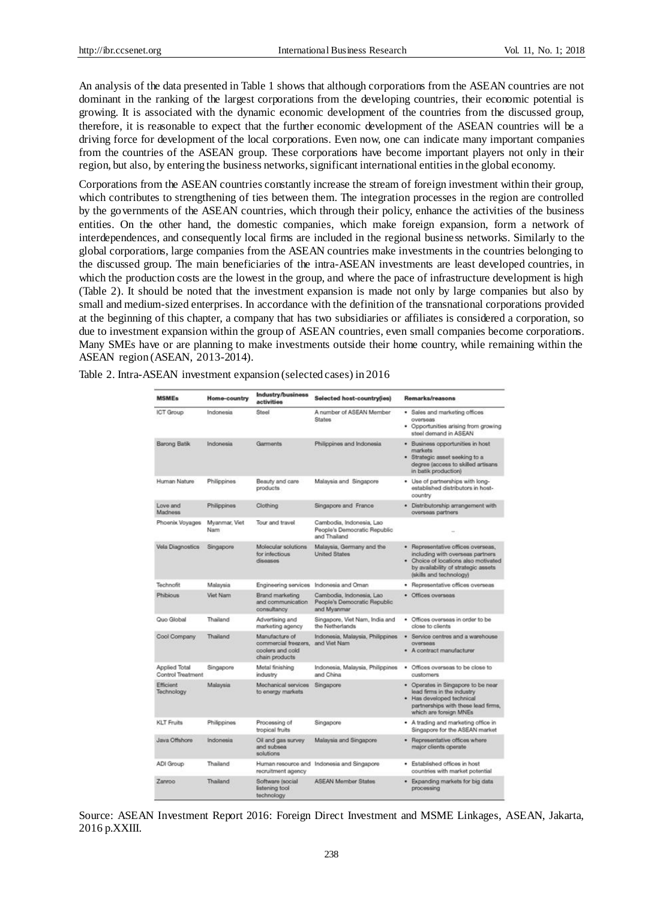An analysis of the data presented in Table 1 shows that although corporations from the ASEAN countries are not dominant in the ranking of the largest corporations from the developing countries, their economic potential is growing. It is associated with the dynamic economic development of the countries from the discussed group, therefore, it is reasonable to expect that the further economic development of the ASEAN countries will be a driving force for development of the local corporations. Even now, one can indicate many important companies from the countries of the ASEAN group. These corporations have become important players not only in their region, but also, by entering the business networks, significant international entities in the global economy.

Corporations from the ASEAN countries constantly increase the stream of foreign investment within their group, which contributes to strengthening of ties between them. The integration processes in the region are controlled by the governments of the ASEAN countries, which through their policy, enhance the activities of the business entities. On the other hand, the domestic companies, which make foreign expansion, form a network of interdependences, and consequently local firms are included in the regional business networks. Similarly to the global corporations, large companies from the ASEAN countries make investments in the countries belonging to the discussed group. The main beneficiaries of the intra-ASEAN investments are least developed countries, in which the production costs are the lowest in the group, and where the pace of infrastructure development is high (Table 2). It should be noted that the investment expansion is made not only by large companies but also by small and medium-sized enterprises. In accordance with the definition of the transnational corporations provided at the beginning of this chapter, a company that has two subsidiaries or affiliates is considered a corporation, so due to investment expansion within the group of ASEAN countries, even small companies become corporations. Many SMEs have or are planning to make investments outside their home country, while remaining within the ASEAN region (ASEAN, 2013-2014).

Table 2. Intra-ASEAN investment expansion (selected cases) in 2016

| MSMEs | Home-country | Industry/business activities | Selected host-country(ies) | Remarks/reasons |
|---|---|---|---|---|
| ICT Group | Indonesia | Steel | A number of ASEAN Member States | • Sales and marketing offices overseas<br>• Opportunities arising from growing steel demand in ASEAN |
| Barong Batik | Indonesia | Garments | Philippines and Indonesia | • Business opportunities in host markets<br>• Strategic asset seeking to a degree (access to skilled artisans in batik production) |
| Human Nature | Philippines | Beauty and care products | Malaysia and Singapore | • Use of partnerships with long-established distributors in host-country |
| Love and Madness | Philippines | Clothing | Singapore and France | • Distributorship arrangement with overseas partners |
| Phoenix Voyages | Myanmar, Viet Nam | Tour and travel | Cambodia, Indonesia, Lao People's Democratic Republic and Thailand | – |
| Vela Diagnostics | Singapore | Molecular solutions for infectious diseases | Malaysia, Germany and the United States | • Representative offices overseas, including with overseas partners<br>• Choice of locations also motivated by availability of strategic assets (skills and technology) |
| Technofit | Malaysia | Engineering services | Indonesia and Oman | • Representative offices overseas |
| Phibious | Viet Nam | Brand marketing and communication consultancy | Cambodia, Indonesia, Lao People's Democratic Republic and Myanmar | • Offices overseas |
| Quo Global | Thailand | Advertising and marketing agency | Singapore, Viet Nam, India and the Netherlands | • Offices overseas in order to be close to clients |
| Cool Company | Thailand | Manufacture of commercial freezers, coolers and cold chain products | Indonesia, Malaysia, Philippines and Viet Nam | • Service centres and a warehouse overseas<br>• A contract manufacturer |
| Applied Total Control Treatment | Singapore | Metal finishing industry | Indonesia, Malaysia, Philippines and China | • Offices overseas to be close to customers |
| Efficient Technology | Malaysia | Mechanical services to energy markets | Singapore | • Operates in Singapore to be near lead firms in the industry<br>• Has developed technical partnerships with these lead firms, which are foreign MNEs |
| KLT Fruits | Philippines | Processing of tropical fruits | Singapore | • A trading and marketing office in Singapore for the ASEAN market |
| Java Offshore | Indonesia | Oil and gas survey and subsea solutions | Malaysia and Singapore | • Representative offices where major clients operate |
| ADI Group | Thailand | Human resource and recruitment agency | Indonesia and Singapore | • Established offices in host countries with market potential |
| Zanroo | Thailand | Software (social listening tool technology) | ASEAN Member States | • Expanding markets for big data processing |

Source: ASEAN Investment Report 2016: Foreign Direct Investment and MSME Linkages, ASEAN, Jakarta, 2016 p.XXIII.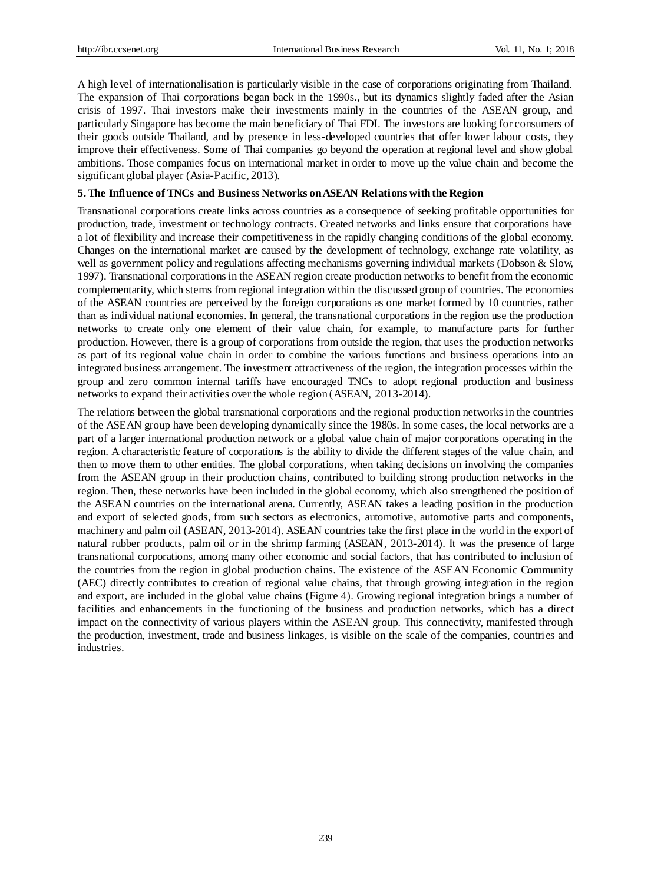A high level of internationalisation is particularly visible in the case of corporations originating from Thailand. The expansion of Thai corporations began back in the 1990s., but its dynamics slightly faded after the Asian crisis of 1997. Thai investors make their investments mainly in the countries of the ASEAN group, and particularly Singapore has become the main beneficiary of Thai FDI. The investors are looking for consumers of their goods outside Thailand, and by presence in less-developed countries that offer lower labour costs, they improve their effectiveness. Some of Thai companies go beyond the operation at regional level and show global ambitions. Those companies focus on international market in order to move up the value chain and become the significant global player (Asia-Pacific, 2013).

## 5. The Influence of TNCs and Business Networks on ASEAN Relations with the Region

Transnational corporations create links across countries as a consequence of seeking profitable opportunities for production, trade, investment or technology contracts. Created networks and links ensure that corporations have a lot of flexibility and increase their competitiveness in the rapidly changing conditions of the global economy. Changes on the international market are caused by the development of technology, exchange rate volatility, as well as government policy and regulations affecting mechanisms governing individual markets (Dobson & Slow, 1997). Transnational corporations in the ASEAN region create production networks to benefit from the economic complementarity, which stems from regional integration within the discussed group of countries. The economies of the ASEAN countries are perceived by the foreign corporations as one market formed by 10 countries, rather than as individual national economies. In general, the transnational corporations in the region use the production networks to create only one element of their value chain, for example, to manufacture parts for further production. However, there is a group of corporations from outside the region, that uses the production networks as part of its regional value chain in order to combine the various functions and business operations into an integrated business arrangement. The investment attractiveness of the region, the integration processes within the group and zero common internal tariffs have encouraged TNCs to adopt regional production and business networks to expand their activities over the whole region (ASEAN, 2013-2014).

The relations between the global transnational corporations and the regional production networks in the countries of the ASEAN group have been developing dynamically since the 1980s. In some cases, the local networks are a part of a larger international production network or a global value chain of major corporations operating in the region. A characteristic feature of corporations is the ability to divide the different stages of the value chain, and then to move them to other entities. The global corporations, when taking decisions on involving the companies from the ASEAN group in their production chains, contributed to building strong production networks in the region. Then, these networks have been included in the global economy, which also strengthened the position of the ASEAN countries on the international arena. Currently, ASEAN takes a leading position in the production and export of selected goods, from such sectors as electronics, automotive, automotive parts and components, machinery and palm oil (ASEAN, 2013-2014). ASEAN countries take the first place in the world in the export of natural rubber products, palm oil or in the shrimp farming (ASEAN, 2013-2014). It was the presence of large transnational corporations, among many other economic and social factors, that has contributed to inclusion of the countries from the region in global production chains. The existence of the ASEAN Economic Community (AEC) directly contributes to creation of regional value chains, that through growing integration in the region and export, are included in the global value chains (Figure 4). Growing regional integration brings a number of facilities and enhancements in the functioning of the business and production networks, which has a direct impact on the connectivity of various players within the ASEAN group. This connectivity, manifested through the production, investment, trade and business linkages, is visible on the scale of the companies, countries and industries.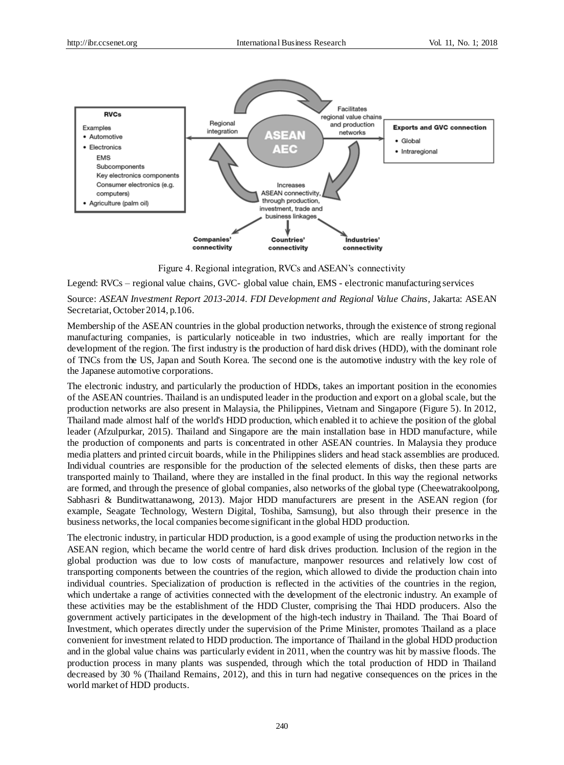RVCs

Examples
- Automotive
- Electronics
  - EMS
  - Subcomponents
  - Key electronics components
  - Consumer electronics (e.g. computers)
- Agriculture (palm oil)

Regional integration

ASEAN AEC

Facilitates regional value chains and production networks

Exports and GVC connection
- Global
- Intraregional

Increases ASEAN connectivity, through production, investment, trade and business linkages

Companies' connectivity

Countries' connectivity

Industries' connectivity

Figure 4. Regional integration, RVCs and ASEAN's connectivity

Legend: RVCs – regional value chains, GVC- global value chain, EMS - electronic manufacturing services

Source: *ASEAN Investment Report 2013-2014. FDI Development and Regional Value Chains*, Jakarta: ASEAN Secretariat, October 2014, p.106.

Membership of the ASEAN countries in the global production networks, through the existence of strong regional manufacturing companies, is particularly noticeable in two industries, which are really important for the development of the region. The first industry is the production of hard disk drives (HDD), with the dominant role of TNCs from the US, Japan and South Korea. The second one is the automotive industry with the key role of the Japanese automotive corporations.

The electronic industry, and particularly the production of HDDs, takes an important position in the economies of the ASEAN countries. Thailand is an undisputed leader in the production and export on a global scale, but the production networks are also present in Malaysia, the Philippines, Vietnam and Singapore (Figure 5). In 2012, Thailand made almost half of the world's HDD production, which enabled it to achieve the position of the global leader (Afzulpurkar, 2015). Thailand and Singapore are the main installation base in HDD manufacture, while the production of components and parts is concentrated in other ASEAN countries. In Malaysia they produce media platters and printed circuit boards, while in the Philippines sliders and head stack assemblies are produced. Individual countries are responsible for the production of the selected elements of disks, then these parts are transported mainly to Thailand, where they are installed in the final product. In this way the regional networks are formed, and through the presence of global companies, also networks of the global type (Cheewatrakoolpong, Sabhasri & Bunditwattanawong, 2013). Major HDD manufacturers are present in the ASEAN region (for example, Seagate Technology, Western Digital, Toshiba, Samsung), but also through their presence in the business networks, the local companies become significant in the global HDD production.

The electronic industry, in particular HDD production, is a good example of using the production networks in the ASEAN region, which became the world centre of hard disk drives production. Inclusion of the region in the global production was due to low costs of manufacture, manpower resources and relatively low cost of transporting components between the countries of the region, which allowed to divide the production chain into individual countries. Specialization of production is reflected in the activities of the countries in the region, which undertake a range of activities connected with the development of the electronic industry. An example of these activities may be the establishment of the HDD Cluster, comprising the Thai HDD producers. Also the government actively participates in the development of the high-tech industry in Thailand. The Thai Board of Investment, which operates directly under the supervision of the Prime Minister, promotes Thailand as a place convenient for investment related to HDD production. The importance of Thailand in the global HDD production and in the global value chains was particularly evident in 2011, when the country was hit by massive floods. The production process in many plants was suspended, through which the total production of HDD in Thailand decreased by 30 % (Thailand Remains, 2012), and this in turn had negative consequences on the prices in the world market of HDD products.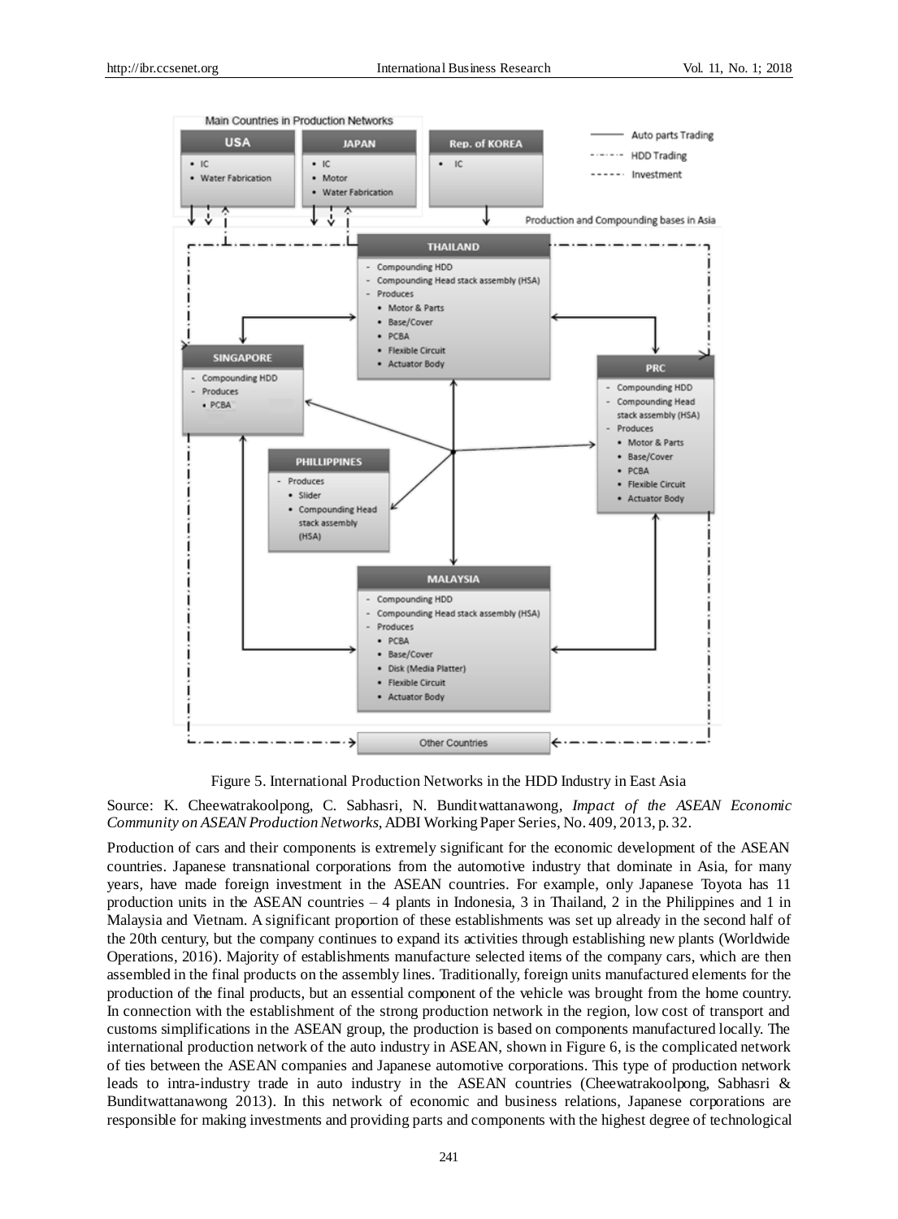Figure 5. International Production Networks in the HDD Industry in East Asia

Source: K. Cheewatrakoolpong, C. Sabhasri, N. Bunditwattanawong, *Impact of the ASEAN Economic Community on ASEAN Production Networks*, ADBI Working Paper Series, No. 409, 2013, p. 32.

Production of cars and their components is extremely significant for the economic development of the ASEAN countries. Japanese transnational corporations from the automotive industry that dominate in Asia, for many years, have made foreign investment in the ASEAN countries. For example, only Japanese Toyota has 11 production units in the ASEAN countries – 4 plants in Indonesia, 3 in Thailand, 2 in the Philippines and 1 in Malaysia and Vietnam. A significant proportion of these establishments was set up already in the second half of the 20th century, but the company continues to expand its activities through establishing new plants (Worldwide Operations, 2016). Majority of establishments manufacture selected items of the company cars, which are then assembled in the final products on the assembly lines. Traditionally, foreign units manufactured elements for the production of the final products, but an essential component of the vehicle was brought from the home country. In connection with the establishment of the strong production network in the region, low cost of transport and customs simplifications in the ASEAN group, the production is based on components manufactured locally. The international production network of the auto industry in ASEAN, shown in Figure 6, is the complicated network of ties between the ASEAN companies and Japanese automotive corporations. This type of production network leads to intra-industry trade in auto industry in the ASEAN countries (Cheewatrakoolpong, Sabhasri & Bunditwattanawong 2013). In this network of economic and business relations, Japanese corporations are responsible for making investments and providing parts and components with the highest degree of technological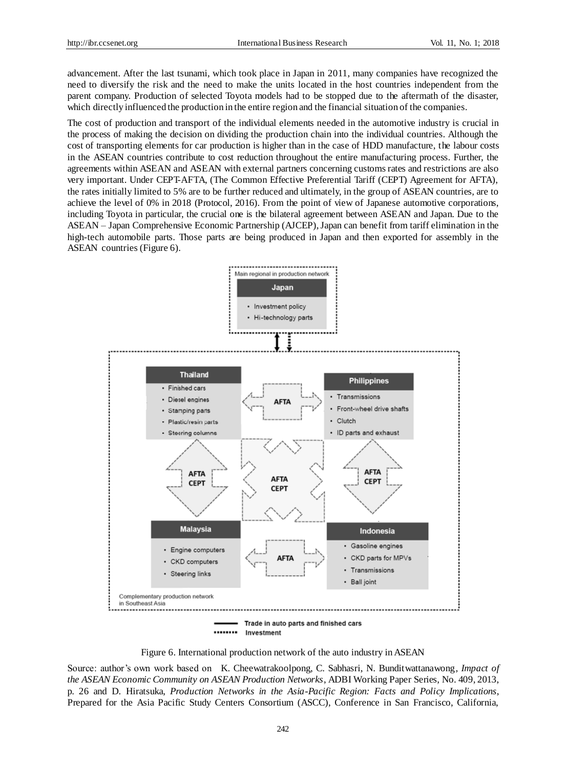advancement. After the last tsunami, which took place in Japan in 2011, many companies have recognized the need to diversify the risk and the need to make the units located in the host countries independent from the parent company. Production of selected Toyota models had to be stopped due to the aftermath of the disaster, which directly influenced the production in the entire region and the financial situation of the companies.

The cost of production and transport of the individual elements needed in the automotive industry is crucial in the process of making the decision on dividing the production chain into the individual countries. Although the cost of transporting elements for car production is higher than in the case of HDD manufacture, the labour costs in the ASEAN countries contribute to cost reduction throughout the entire manufacturing process. Further, the agreements within ASEAN and ASEAN with external partners concerning customs rates and restrictions are also very important. Under CEPT-AFTA, (The Common Effective Preferential Tariff (CEPT) Agreement for AFTA), the rates initially limited to 5% are to be further reduced and ultimately, in the group of ASEAN countries, are to achieve the level of 0% in 2018 (Protocol, 2016). From the point of view of Japanese automotive corporations, including Toyota in particular, the crucial one is the bilateral agreement between ASEAN and Japan. Due to the ASEAN – Japan Comprehensive Economic Partnership (AJCEP), Japan can benefit from tariff elimination in the high-tech automobile parts. Those parts are being produced in Japan and then exported for assembly in the ASEAN countries (Figure 6).

Figure 6. International production network of the auto industry in ASEAN

Source: author's own work based on K. Cheewatrakoolpong, C. Sabhasri, N. Bunditwattanawong, *Impact of the ASEAN Economic Community on ASEAN Production Networks*, ADBI Working Paper Series, No. 409, 2013, p. 26 and D. Hiratsuka, *Production Networks in the Asia-Pacific Region: Facts and Policy Implications*, Prepared for the Asia Pacific Study Centers Consortium (ASCC), Conference in San Francisco, California,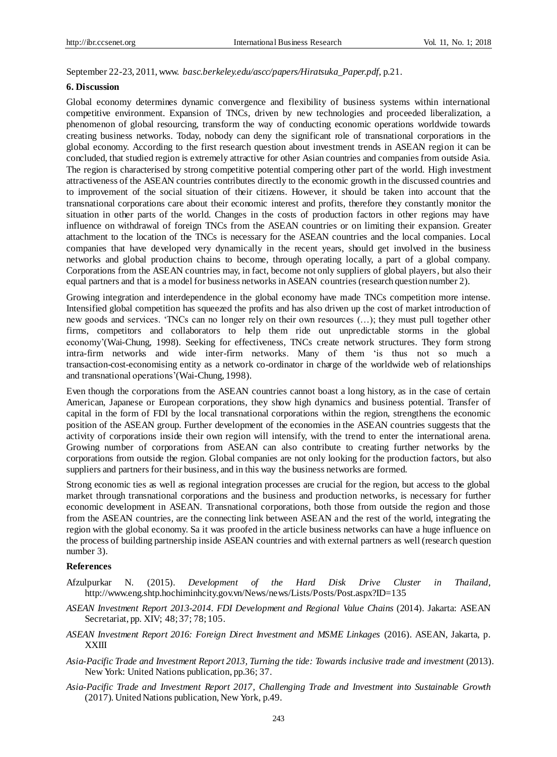September 22-23, 2011, www. *basc.berkeley.edu/ascc/papers/Hiratsuka_Paper.pdf*, p.21.

## 6. Discussion

Global economy determines dynamic convergence and flexibility of business systems within international competitive environment. Expansion of TNCs, driven by new technologies and proceeded liberalization, a phenomenon of global resourcing, transform the way of conducting economic operations worldwide towards creating business networks. Today, nobody can deny the significant role of transnational corporations in the global economy. According to the first research question about investment trends in ASEAN region it can be concluded, that studied region is extremely attractive for other Asian countries and companies from outside Asia. The region is characterised by strong competitive potential compering other part of the world. High investment attractiveness of the ASEAN countries contributes directly to the economic growth in the discussed countries and to improvement of the social situation of their citizens. However, it should be taken into account that the transnational corporations care about their economic interest and profits, therefore they constantly monitor the situation in other parts of the world. Changes in the costs of production factors in other regions may have influence on withdrawal of foreign TNCs from the ASEAN countries or on limiting their expansion. Greater attachment to the location of the TNCs is necessary for the ASEAN countries and the local companies. Local companies that have developed very dynamically in the recent years, should get involved in the business networks and global production chains to become, through operating locally, a part of a global company. Corporations from the ASEAN countries may, in fact, become not only suppliers of global players, but also their equal partners and that is a model for business networks in ASEAN countries (research question number 2).

Growing integration and interdependence in the global economy have made TNCs competition more intense. Intensified global competition has squeezed the profits and has also driven up the cost of market introduction of new goods and services. 'TNCs can no longer rely on their own resources (…); they must pull together other firms, competitors and collaborators to help them ride out unpredictable storms in the global economy'(Wai-Chung, 1998). Seeking for effectiveness, TNCs create network structures. They form strong intra-firm networks and wide inter-firm networks. Many of them 'is thus not so much a transaction-cost-economising entity as a network co-ordinator in charge of the worldwide web of relationships and transnational operations'(Wai-Chung, 1998).

Even though the corporations from the ASEAN countries cannot boast a long history, as in the case of certain American, Japanese or European corporations, they show high dynamics and business potential. Transfer of capital in the form of FDI by the local transnational corporations within the region, strengthens the economic position of the ASEAN group. Further development of the economies in the ASEAN countries suggests that the activity of corporations inside their own region will intensify, with the trend to enter the international arena. Growing number of corporations from ASEAN can also contribute to creating further networks by the corporations from outside the region. Global companies are not only looking for the production factors, but also suppliers and partners for their business, and in this way the business networks are formed.

Strong economic ties as well as regional integration processes are crucial for the region, but access to the global market through transnational corporations and the business and production networks, is necessary for further economic development in ASEAN. Transnational corporations, both those from outside the region and those from the ASEAN countries, are the connecting link between ASEAN and the rest of the world, integrating the region with the global economy. Sa it was proofed in the article business networks can have a huge influence on the process of building partnership inside ASEAN countries and with external partners as well (research question number 3).

## References

Afzulpurkar N. (2015). *Development of the Hard Disk Drive Cluster in Thailand*, http://www.eng.shtp.hochiminhcity.gov.vn/News/news/Lists/Posts/Post.aspx?ID=135

*ASEAN Investment Report 2013-2014. FDI Development and Regional Value Chains* (2014). Jakarta: ASEAN Secretariat, pp. XIV; 48; 37; 78; 105.

*ASEAN Investment Report 2016: Foreign Direct Investment and MSME Linkages* (2016). ASEAN, Jakarta, p. XXIII

*Asia-Pacific Trade and Investment Report 2013, Turning the tide: Towards inclusive trade and investment* (2013). New York: United Nations publication, pp.36; 37.

*Asia-Pacific Trade and Investment Report 2017, Challenging Trade and Investment into Sustainable Growth* (2017). United Nations publication, New York, p.49.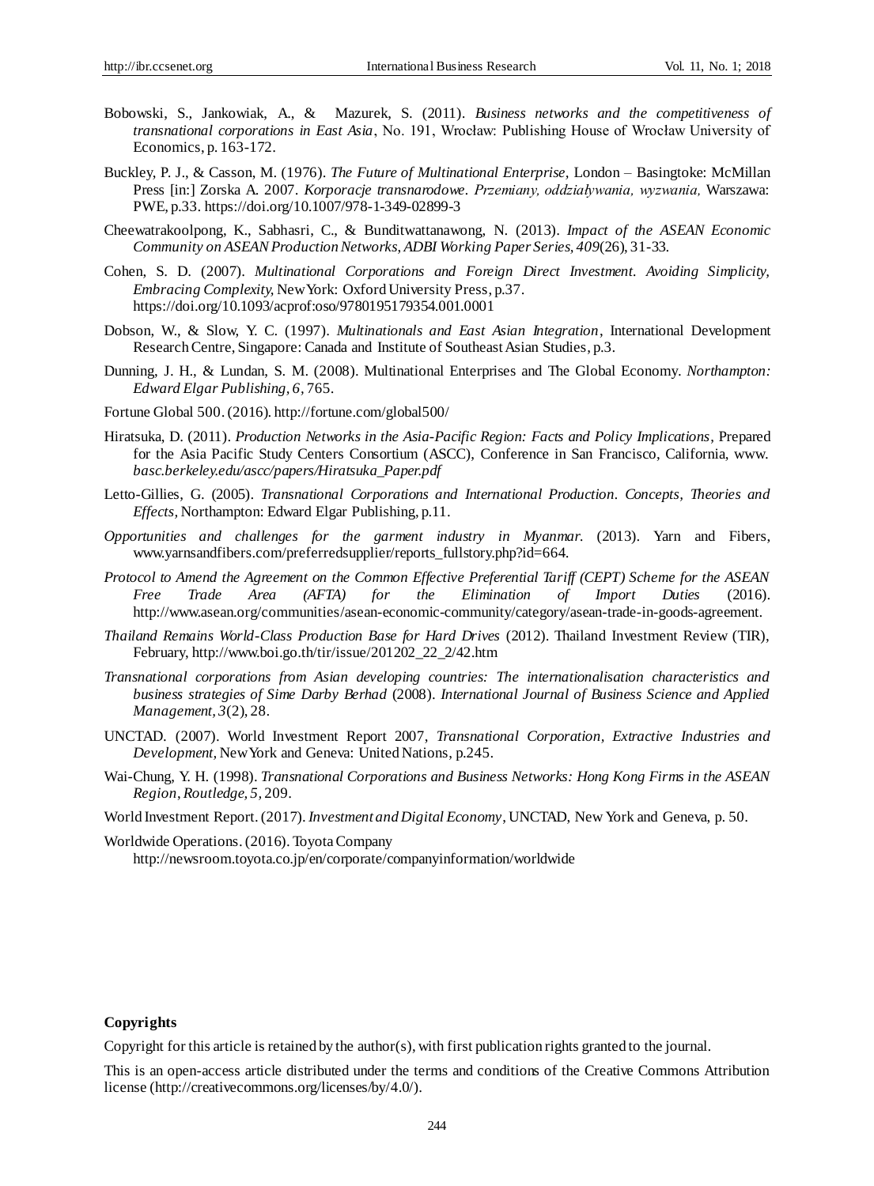Bobowski, S., Jankowiak, A., & Mazurek, S. (2011). *Business networks and the competitiveness of transnational corporations in East Asia*, No. 191, Wrocław: Publishing House of Wrocław University of Economics, p. 163-172.

Buckley, P. J., & Casson, M. (1976). *The Future of Multinational Enterprise*, London – Basingtoke: McMillan Press [in:] Zorska A. 2007. *Korporacje transnarodowe. Przemiany, oddziaływania, wyzwania,* Warszawa: PWE, p.33. https://doi.org/10.1007/978-1-349-02899-3

Cheewatrakoolpong, K., Sabhasri, C., & Bunditwattanawong, N. (2013). *Impact of the ASEAN Economic Community on ASEAN Production Networks, ADBI Working Paper Series, 409*(26), 31-33.

Cohen, S. D. (2007). *Multinational Corporations and Foreign Direct Investment. Avoiding Simplicity, Embracing Complexity,* New York: Oxford University Press, p.37. https://doi.org/10.1093/acprof:oso/9780195179354.001.0001

Dobson, W., & Slow, Y. C. (1997). *Multinationals and East Asian Integration*, International Development Research Centre, Singapore: Canada and Institute of Southeast Asian Studies, p.3.

Dunning, J. H., & Lundan, S. M. (2008). Multinational Enterprises and The Global Economy. *Northampton: Edward Elgar Publishing, 6,* 765.

Fortune Global 500. (2016). http://fortune.com/global500/

Hiratsuka, D. (2011). *Production Networks in the Asia-Pacific Region: Facts and Policy Implications*, Prepared for the Asia Pacific Study Centers Consortium (ASCC), Conference in San Francisco, California, www. *basc.berkeley.edu/ascc/papers/Hiratsuka_Paper.pdf*

Letto-Gillies, G. (2005). *Transnational Corporations and International Production. Concepts, Theories and Effects,* Northampton: Edward Elgar Publishing, p.11.

*Opportunities and challenges for the garment industry in Myanmar.* (2013). Yarn and Fibers, www.yarnsandfibers.com/preferredsupplier/reports_fullstory.php?id=664.

*Protocol to Amend the Agreement on the Common Effective Preferential Tariff (CEPT) Scheme for the ASEAN Free Trade Area (AFTA) for the Elimination of Import Duties* (2016). http://www.asean.org/communities/asean-economic-community/category/asean-trade-in-goods-agreement.

*Thailand Remains World-Class Production Base for Hard Drives* (2012). Thailand Investment Review (TIR), February, http://www.boi.go.th/tir/issue/201202_22_2/42.htm

*Transnational corporations from Asian developing countries: The internationalisation characteristics and business strategies of Sime Darby Berhad* (2008). *International Journal of Business Science and Applied Management, 3*(2), 28.

UNCTAD. (2007). World Investment Report 2007, *Transnational Corporation, Extractive Industries and Development,* New York and Geneva: United Nations, p.245.

Wai-Chung, Y. H. (1998). *Transnational Corporations and Business Networks: Hong Kong Firms in the ASEAN Region, Routledge, 5,* 209.

World Investment Report. (2017). *Investment and Digital Economy*, UNCTAD, New York and Geneva, p. 50.

Worldwide Operations. (2016). Toyota Company http://newsroom.toyota.co.jp/en/corporate/companyinformation/worldwide

**Copyrights**

Copyright for this article is retained by the author(s), with first publication rights granted to the journal.

This is an open-access article distributed under the terms and conditions of the Creative Commons Attribution license (http://creativecommons.org/licenses/by/4.0/).